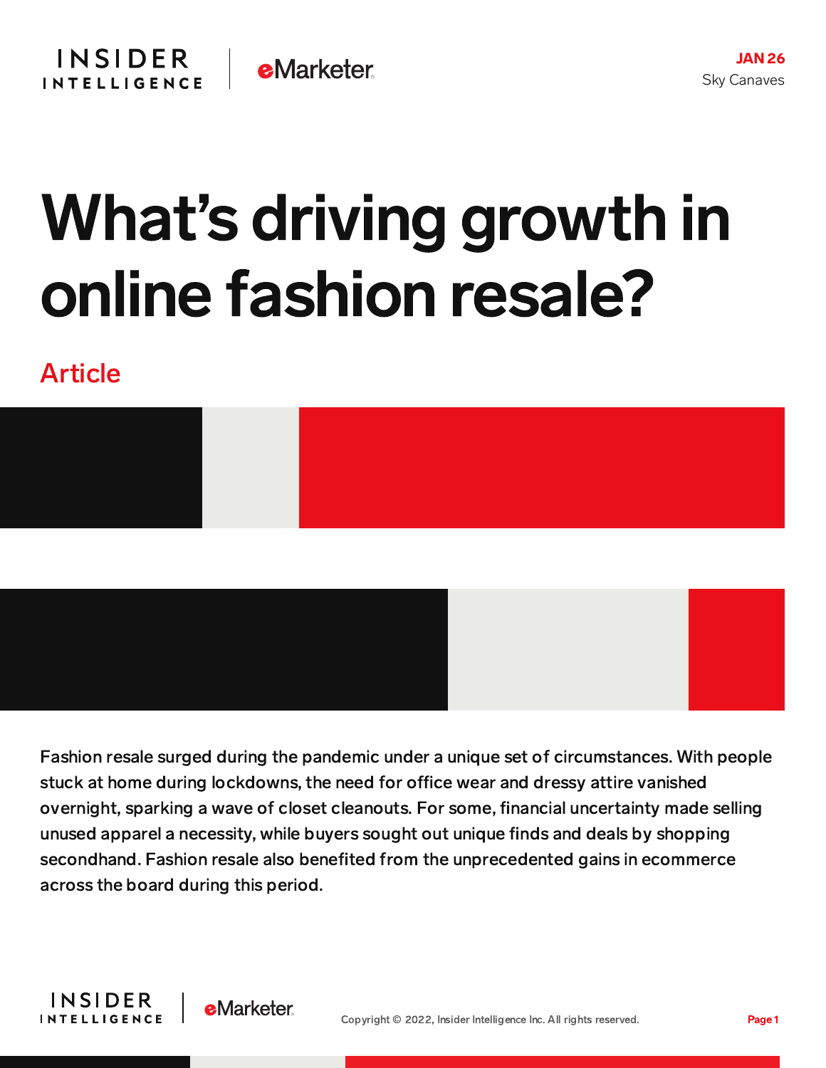JAN 26

Sky Canaves

# What's driving growth in online fashion resale?

Article

Fashion resale surged during the pandemic under a unique set of circumstances. With people stuck at home during lockdowns, the need for office wear and dressy attire vanished overnight, sparking a wave of closet cleanouts. For some, financial uncertainty made selling unused apparel a necessity, while buyers sought out unique finds and deals by shopping secondhand. Fashion resale also benefited from the unprecedented gains in ecommerce across the board during this period.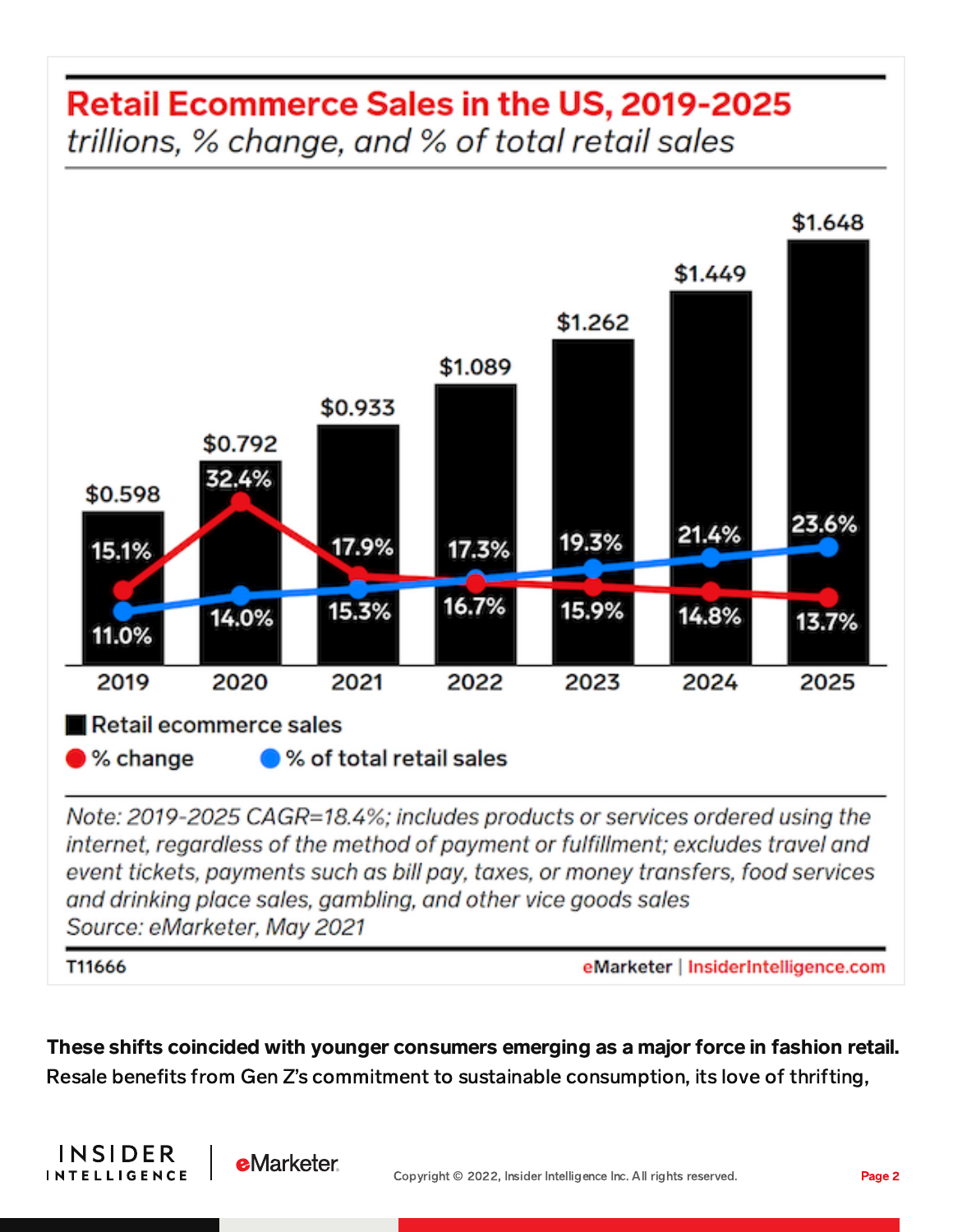## Retail Ecommerce Sales in the US, 2019-2025

*trillions, % change, and % of total retail sales*

| Year | Retail ecommerce sales | % change | % of total retail sales |
|---|---|---|---|
| 2019 | $0.598 | 15.1% | 11.0% |
| 2020 | $0.792 | 32.4% | 14.0% |
| 2021 | $0.933 | 17.9% | 15.3% |
| 2022 | $1.089 | 16.7% | 17.3% |
| 2023 | $1.262 | 15.9% | 19.3% |
| 2024 | $1.449 | 14.8% | 21.4% |
| 2025 | $1.648 | 13.7% | 23.6% |

*Note: 2019-2025 CAGR=18.4%; includes products or services ordered using the internet, regardless of the method of payment or fulfillment; excludes travel and event tickets, payments such as bill pay, taxes, or money transfers, food services and drinking place sales, gambling, and other vice goods sales*
*Source: eMarketer, May 2021*

T11666 — eMarketer | InsiderIntelligence.com

**These shifts coincided with younger consumers emerging as a major force in fashion retail.** Resale benefits from Gen Z's commitment to sustainable consumption, its love of thrifting,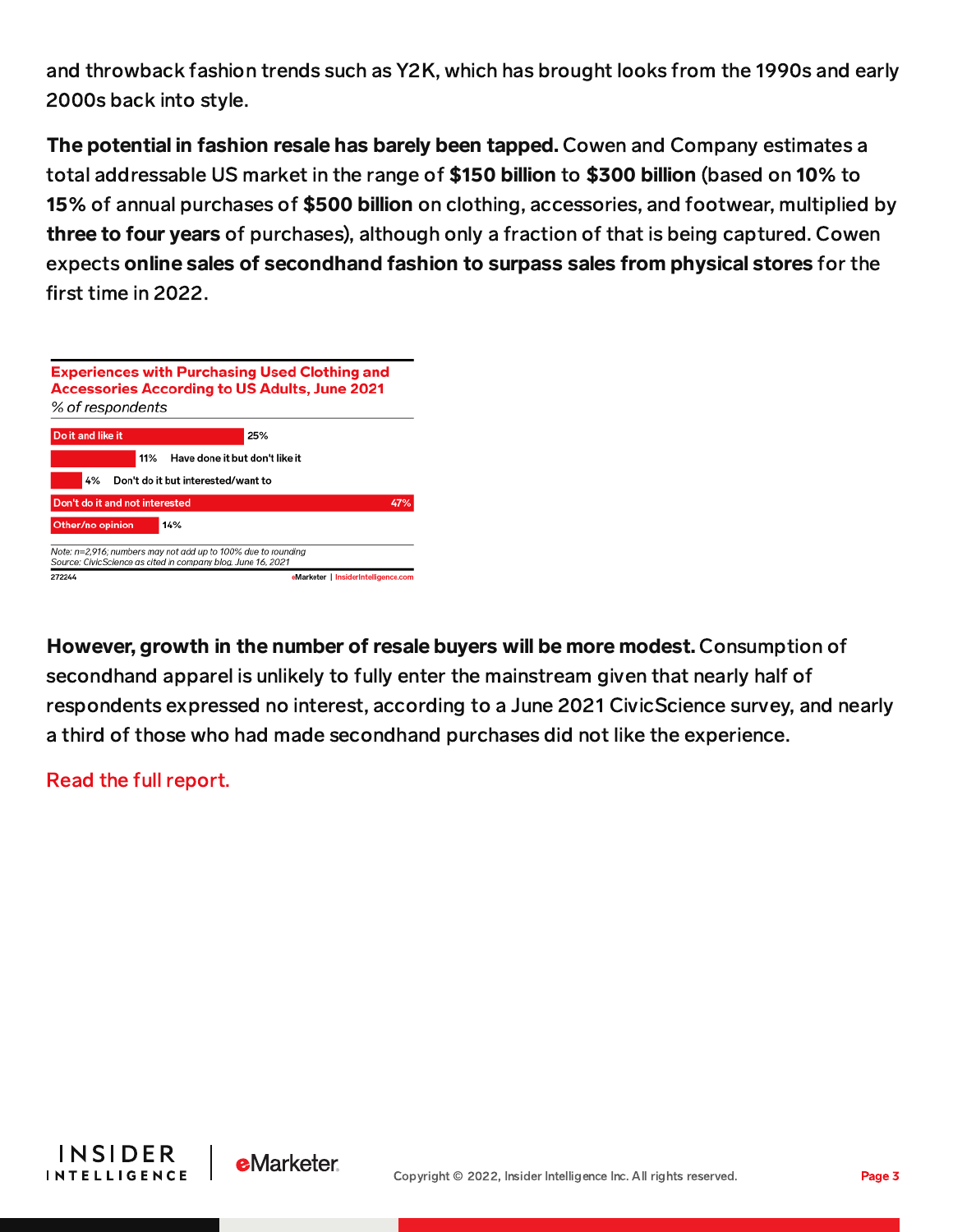and throwback fashion trends such as Y2K, which has brought looks from the 1990s and early 2000s back into style.

**The potential in fashion resale has barely been tapped.** Cowen and Company estimates a total addressable US market in the range of **$150 billion** to **$300 billion** (based on **10%** to **15%** of annual purchases of **$500 billion** on clothing, accessories, and footwear, multiplied by **three to four years** of purchases), although only a fraction of that is being captured. Cowen expects **online sales of secondhand fashion to surpass sales from physical stores** for the first time in 2022.

**Experiences with Purchasing Used Clothing and Accessories According to US Adults, June 2021**

*% of respondents*

Do it and like it 25%

11% Have done it but don't like it

4% Don't do it but interested/want to

Don't do it and not interested 47%

Other/no opinion 14%

*Note: n=2,916; numbers may not add up to 100% due to rounding*
*Source: CivicScience as cited in company blog, June 16, 2021*

272244 eMarketer | InsiderIntelligence.com

**However, growth in the number of resale buyers will be more modest.** Consumption of secondhand apparel is unlikely to fully enter the mainstream given that nearly half of respondents expressed no interest, according to a June 2021 CivicScience survey, and nearly a third of those who had made secondhand purchases did not like the experience.

Read the full report.